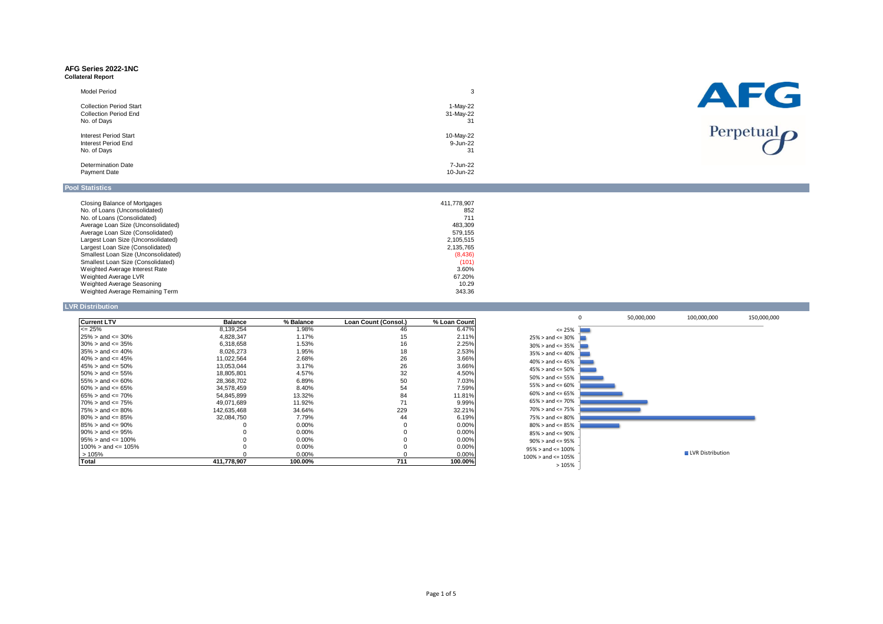# AFG Series 2022-1NC

**Collateral Report**

| | |
|---|---|
| Model Period | 3 |
| Collection Period Start | 1-May-22 |
| Collection Period End | 31-May-22 |
| No. of Days | 31 |
| Interest Period Start | 10-May-22 |
| Interest Period End | 9-Jun-22 |
| No. of Days | 31 |
| Determination Date | 7-Jun-22 |
| Payment Date | 10-Jun-22 |

## Pool Statistics

| | |
|---|---|
| Closing Balance of Mortgages | 411,778,907 |
| No. of Loans (Unconsolidated) | 852 |
| No. of Loans (Consolidated) | 711 |
| Average Loan Size (Unconsolidated) | 483,309 |
| Average Loan Size (Consolidated) | 579,155 |
| Largest Loan Size (Unconsolidated) | 2,105,515 |
| Largest Loan Size (Consolidated) | 2,135,765 |
| Smallest Loan Size (Unconsolidated) | (8,436) |
| Smallest Loan Size (Consolidated) | (101) |
| Weighted Average Interest Rate | 3.60% |
| Weighted Average LVR | 67.20% |
| Weighted Average Seasoning | 10.29 |
| Weighted Average Remaining Term | 343.36 |

## LVR Distribution

| Current LTV | Balance | % Balance | Loan Count (Consol.) | % Loan Count |
|---|---|---|---|---|
| <= 25% | 8,139,254 | 1.98% | 46 | 6.47% |
| 25% > and <= 30% | 4,828,347 | 1.17% | 15 | 2.11% |
| 30% > and <= 35% | 6,318,658 | 1.53% | 16 | 2.25% |
| 35% > and <= 40% | 8,026,273 | 1.95% | 18 | 2.53% |
| 40% > and <= 45% | 11,022,564 | 2.68% | 26 | 3.66% |
| 45% > and <= 50% | 13,053,044 | 3.17% | 26 | 3.66% |
| 50% > and <= 55% | 18,805,801 | 4.57% | 32 | 4.50% |
| 55% > and <= 60% | 28,368,702 | 6.89% | 50 | 7.03% |
| 60% > and <= 65% | 34,578,459 | 8.40% | 54 | 7.59% |
| 65% > and <= 70% | 54,845,899 | 13.32% | 84 | 11.81% |
| 70% > and <= 75% | 49,071,689 | 11.92% | 71 | 9.99% |
| 75% > and <= 80% | 142,635,468 | 34.64% | 229 | 32.21% |
| 80% > and <= 85% | 32,084,750 | 7.79% | 44 | 6.19% |
| 85% > and <= 90% | 0 | 0.00% | 0 | 0.00% |
| 90% > and <= 95% | 0 | 0.00% | 0 | 0.00% |
| 95% > and <= 100% | 0 | 0.00% | 0 | 0.00% |
| 100% > and <= 105% | 0 | 0.00% | 0 | 0.00% |
| > 105% | 0 | 0.00% | 0 | 0.00% |
| **Total** | **411,778,907** | **100.00%** | **711** | **100.00%** |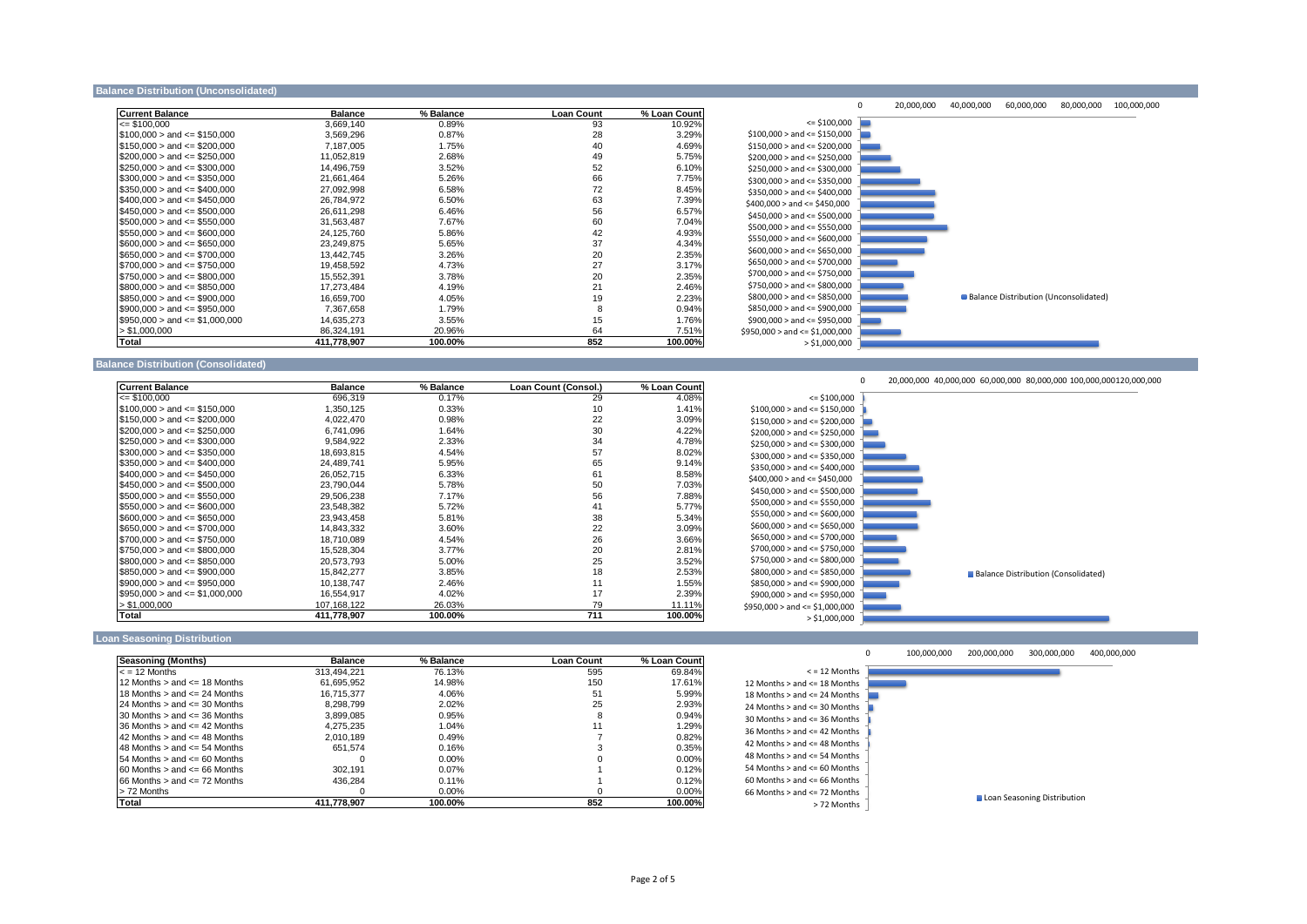## Balance Distribution (Unconsolidated)

| Current Balance | Balance | % Balance | Loan Count | % Loan Count |
|---|---|---|---|---|
| <= $100,000 | 3,669,140 | 0.89% | 93 | 10.92% |
| $100,000 > and <= $150,000 | 3,569,296 | 0.87% | 28 | 3.29% |
| $150,000 > and <= $200,000 | 7,187,005 | 1.75% | 40 | 4.69% |
| $200,000 > and <= $250,000 | 11,052,819 | 2.68% | 49 | 5.75% |
| $250,000 > and <= $300,000 | 14,496,759 | 3.52% | 52 | 6.10% |
| $300,000 > and <= $350,000 | 21,661,464 | 5.26% | 66 | 7.75% |
| $350,000 > and <= $400,000 | 27,092,998 | 6.58% | 72 | 8.45% |
| $400,000 > and <= $450,000 | 26,784,972 | 6.50% | 63 | 7.39% |
| $450,000 > and <= $500,000 | 26,611,298 | 6.46% | 56 | 6.57% |
| $500,000 > and <= $550,000 | 31,563,487 | 7.67% | 60 | 7.04% |
| $550,000 > and <= $600,000 | 24,125,760 | 5.86% | 42 | 4.93% |
| $600,000 > and <= $650,000 | 23,249,875 | 5.65% | 37 | 4.34% |
| $650,000 > and <= $700,000 | 13,442,745 | 3.26% | 20 | 2.35% |
| $700,000 > and <= $750,000 | 19,458,592 | 4.73% | 27 | 3.17% |
| $750,000 > and <= $800,000 | 15,552,391 | 3.78% | 20 | 2.35% |
| $800,000 > and <= $850,000 | 17,273,484 | 4.19% | 21 | 2.46% |
| $850,000 > and <= $900,000 | 16,659,700 | 4.05% | 19 | 2.23% |
| $900,000 > and <= $950,000 | 7,367,658 | 1.79% | 8 | 0.94% |
| $950,000 > and <= $1,000,000 | 14,635,273 | 3.55% | 15 | 1.76% |
| > $1,000,000 | 86,324,191 | 20.96% | 64 | 7.51% |
| **Total** | **411,778,907** | **100.00%** | **852** | **100.00%** |

## Balance Distribution (Consolidated)

| Current Balance | Balance | % Balance | Loan Count (Consol.) | % Loan Count |
|---|---|---|---|---|
| <= $100,000 | 696,319 | 0.17% | 29 | 4.08% |
| $100,000 > and <= $150,000 | 1,350,125 | 0.33% | 10 | 1.41% |
| $150,000 > and <= $200,000 | 4,022,470 | 0.98% | 22 | 3.09% |
| $200,000 > and <= $250,000 | 6,741,096 | 1.64% | 30 | 4.22% |
| $250,000 > and <= $300,000 | 9,584,922 | 2.33% | 34 | 4.78% |
| $300,000 > and <= $350,000 | 18,693,815 | 4.54% | 57 | 8.02% |
| $350,000 > and <= $400,000 | 24,489,741 | 5.95% | 65 | 9.14% |
| $400,000 > and <= $450,000 | 26,052,715 | 6.33% | 61 | 8.58% |
| $450,000 > and <= $500,000 | 23,790,044 | 5.78% | 50 | 7.03% |
| $500,000 > and <= $550,000 | 29,506,238 | 7.17% | 56 | 7.88% |
| $550,000 > and <= $600,000 | 23,548,382 | 5.72% | 41 | 5.77% |
| $600,000 > and <= $650,000 | 23,943,458 | 5.81% | 38 | 5.34% |
| $650,000 > and <= $700,000 | 14,843,332 | 3.60% | 22 | 3.09% |
| $700,000 > and <= $750,000 | 18,710,089 | 4.54% | 26 | 3.66% |
| $750,000 > and <= $800,000 | 15,528,304 | 3.77% | 20 | 2.81% |
| $800,000 > and <= $850,000 | 20,573,793 | 5.00% | 25 | 3.52% |
| $850,000 > and <= $900,000 | 15,842,277 | 3.85% | 18 | 2.53% |
| $900,000 > and <= $950,000 | 10,138,747 | 2.46% | 11 | 1.55% |
| $950,000 > and <= $1,000,000 | 16,554,917 | 4.02% | 17 | 2.39% |
| > $1,000,000 | 107,168,122 | 26.03% | 79 | 11.11% |
| **Total** | **411,778,907** | **100.00%** | **711** | **100.00%** |

## Loan Seasoning Distribution

| Seasoning (Months) | Balance | % Balance | Loan Count | % Loan Count |
|---|---|---|---|---|
| < = 12 Months | 313,494,221 | 76.13% | 595 | 69.84% |
| 12 Months > and <= 18 Months | 61,695,952 | 14.98% | 150 | 17.61% |
| 18 Months > and <= 24 Months | 16,715,377 | 4.06% | 51 | 5.99% |
| 24 Months > and <= 30 Months | 8,298,799 | 2.02% | 25 | 2.93% |
| 30 Months > and <= 36 Months | 3,899,085 | 0.95% | 8 | 0.94% |
| 36 Months > and <= 42 Months | 4,275,235 | 1.04% | 11 | 1.29% |
| 42 Months > and <= 48 Months | 2,010,189 | 0.49% | 7 | 0.82% |
| 48 Months > and <= 54 Months | 651,574 | 0.16% | 3 | 0.35% |
| 54 Months > and <= 60 Months | 0 | 0.00% | 0 | 0.00% |
| 60 Months > and <= 66 Months | 302,191 | 0.07% | 1 | 0.12% |
| 66 Months > and <= 72 Months | 436,284 | 0.11% | 1 | 0.12% |
| > 72 Months | 0 | 0.00% | 0 | 0.00% |
| **Total** | **411,778,907** | **100.00%** | **852** | **100.00%** |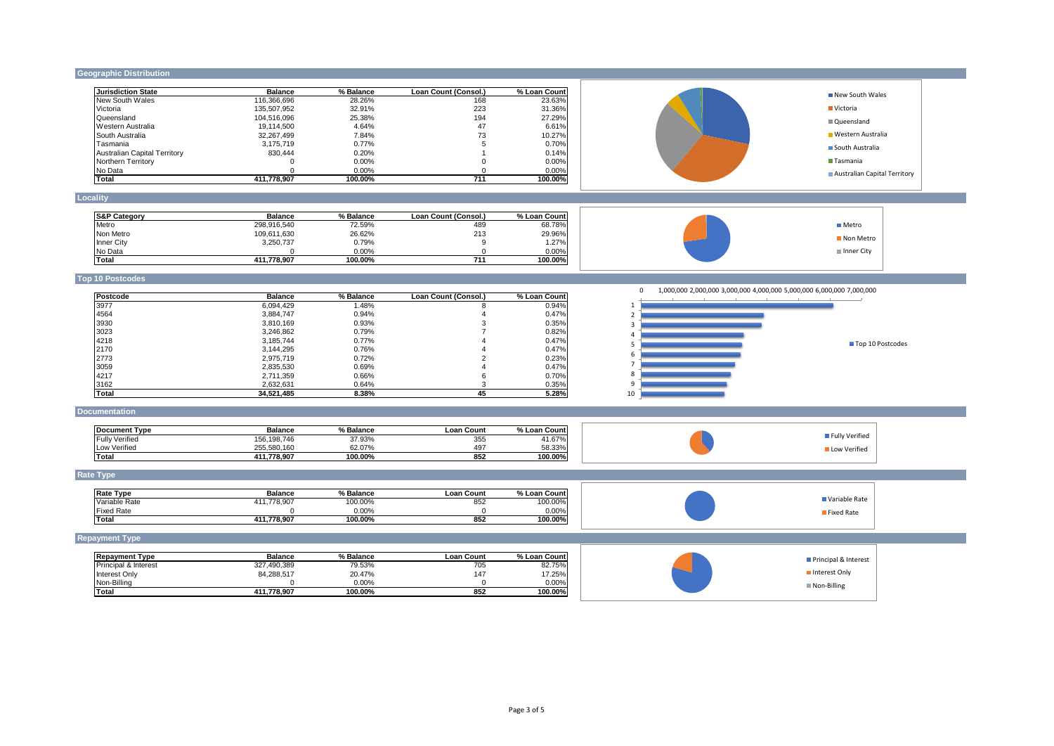## Geographic Distribution

| Jurisdiction State | Balance | % Balance | Loan Count (Consol.) | % Loan Count |
|---|---|---|---|---|
| New South Wales | 116,366,696 | 28.26% | 168 | 23.63% |
| Victoria | 135,507,952 | 32.91% | 223 | 31.36% |
| Queensland | 104,516,096 | 25.38% | 194 | 27.29% |
| Western Australia | 19,114,500 | 4.64% | 47 | 6.61% |
| South Australia | 32,267,499 | 7.84% | 73 | 10.27% |
| Tasmania | 3,175,719 | 0.77% | 5 | 0.70% |
| Australian Capital Territory | 830,444 | 0.20% | 1 | 0.14% |
| Northern Territory | 0 | 0.00% | 0 | 0.00% |
| No Data | 0 | 0.00% | 0 | 0.00% |
| **Total** | **411,778,907** | **100.00%** | **711** | **100.00%** |

## Locality

| S&P Category | Balance | % Balance | Loan Count (Consol.) | % Loan Count |
|---|---|---|---|---|
| Metro | 298,916,540 | 72.59% | 489 | 68.78% |
| Non Metro | 109,611,630 | 26.62% | 213 | 29.96% |
| Inner City | 3,250,737 | 0.79% | 9 | 1.27% |
| No Data | 0 | 0.00% | 0 | 0.00% |
| **Total** | **411,778,907** | **100.00%** | **711** | **100.00%** |

## Top 10 Postcodes

| Postcode | Balance | % Balance | Loan Count (Consol.) | % Loan Count |
|---|---|---|---|---|
| 3977 | 6,094,429 | 1.48% | 8 | 0.94% |
| 4564 | 3,884,747 | 0.94% | 4 | 0.47% |
| 3930 | 3,810,169 | 0.93% | 3 | 0.35% |
| 3023 | 3,246,862 | 0.79% | 7 | 0.82% |
| 4218 | 3,185,744 | 0.77% | 4 | 0.47% |
| 2170 | 3,144,295 | 0.76% | 4 | 0.47% |
| 2773 | 2,975,719 | 0.72% | 2 | 0.23% |
| 3059 | 2,835,530 | 0.69% | 4 | 0.47% |
| 4217 | 2,711,359 | 0.66% | 6 | 0.70% |
| 3162 | 2,632,631 | 0.64% | 3 | 0.35% |
| **Total** | **34,521,485** | **8.38%** | **45** | **5.28%** |

## Documentation

| Document Type | Balance | % Balance | Loan Count | % Loan Count |
|---|---|---|---|---|
| Fully Verified | 156,198,746 | 37.93% | 355 | 41.67% |
| Low Verified | 255,580,160 | 62.07% | 497 | 58.33% |
| **Total** | **411,778,907** | **100.00%** | **852** | **100.00%** |

## Rate Type

| Rate Type | Balance | % Balance | Loan Count | % Loan Count |
|---|---|---|---|---|
| Variable Rate | 411,778,907 | 100.00% | 852 | 100.00% |
| Fixed Rate | 0 | 0.00% | 0 | 0.00% |
| **Total** | **411,778,907** | **100.00%** | **852** | **100.00%** |

## Repayment Type

| Repayment Type | Balance | % Balance | Loan Count | % Loan Count |
|---|---|---|---|---|
| Principal & Interest | 327,490,389 | 79.53% | 705 | 82.75% |
| Interest Only | 84,288,517 | 20.47% | 147 | 17.25% |
| Non-Billing | 0 | 0.00% | 0 | 0.00% |
| **Total** | **411,778,907** | **100.00%** | **852** | **100.00%** |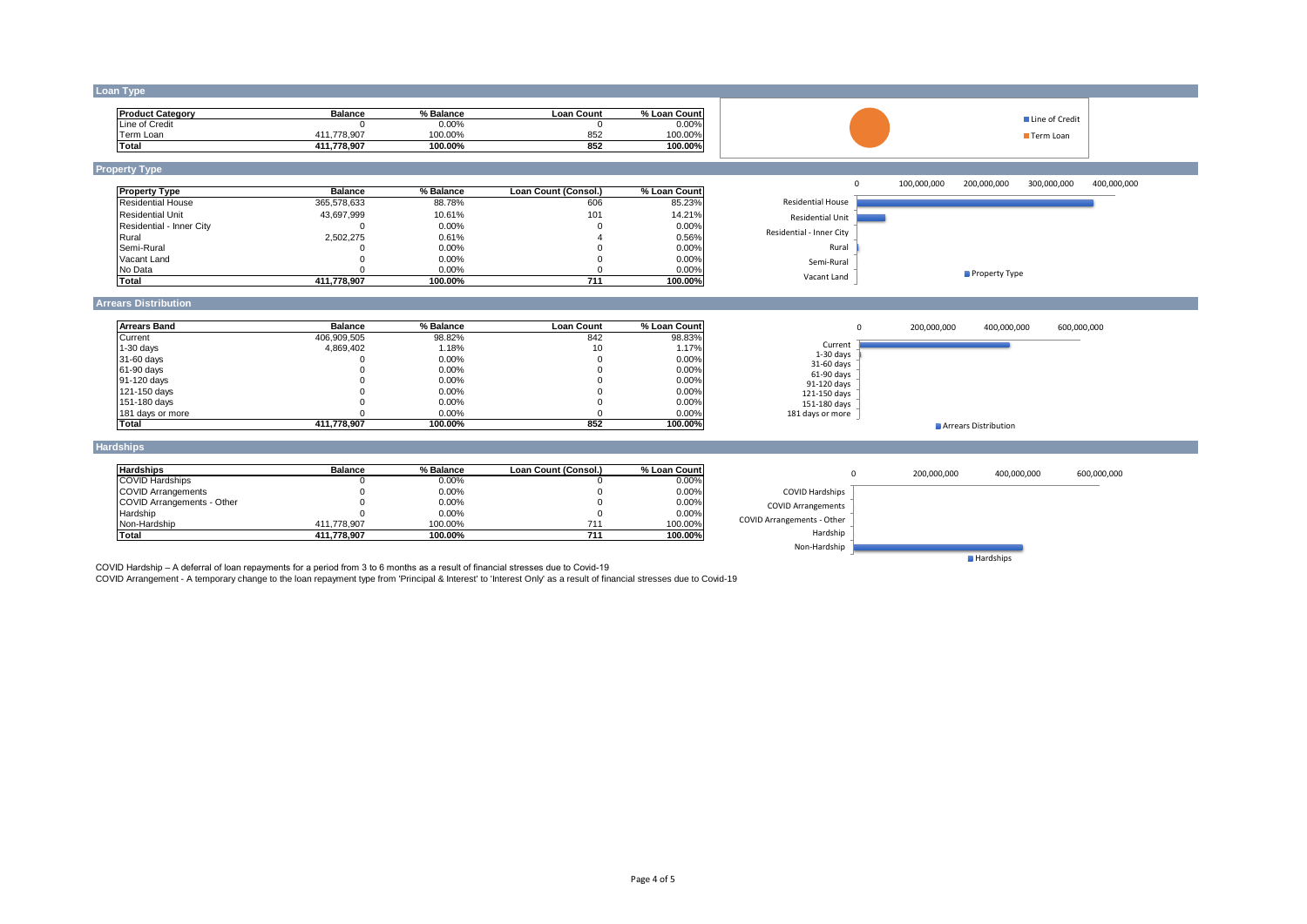## Loan Type

| Product Category | Balance | % Balance | Loan Count | % Loan Count |
|---|---|---|---|---|
| Line of Credit | 0 | 0.00% | 0 | 0.00% |
| Term Loan | 411,778,907 | 100.00% | 852 | 100.00% |
| **Total** | **411,778,907** | **100.00%** | **852** | **100.00%** |

## Property Type

| Property Type | Balance | % Balance | Loan Count (Consol.) | % Loan Count |
|---|---|---|---|---|
| Residential House | 365,578,633 | 88.78% | 606 | 85.23% |
| Residential Unit | 43,697,999 | 10.61% | 101 | 14.21% |
| Residential - Inner City | 0 | 0.00% | 0 | 0.00% |
| Rural | 2,502,275 | 0.61% | 4 | 0.56% |
| Semi-Rural | 0 | 0.00% | 0 | 0.00% |
| Vacant Land | 0 | 0.00% | 0 | 0.00% |
| No Data | 0 | 0.00% | 0 | 0.00% |
| **Total** | **411,778,907** | **100.00%** | **711** | **100.00%** |

## Arrears Distribution

| Arrears Band | Balance | % Balance | Loan Count | % Loan Count |
|---|---|---|---|---|
| Current | 406,909,505 | 98.82% | 842 | 98.83% |
| 1-30 days | 4,869,402 | 1.18% | 10 | 1.17% |
| 31-60 days | 0 | 0.00% | 0 | 0.00% |
| 61-90 days | 0 | 0.00% | 0 | 0.00% |
| 91-120 days | 0 | 0.00% | 0 | 0.00% |
| 121-150 days | 0 | 0.00% | 0 | 0.00% |
| 151-180 days | 0 | 0.00% | 0 | 0.00% |
| 181 days or more | 0 | 0.00% | 0 | 0.00% |
| **Total** | **411,778,907** | **100.00%** | **852** | **100.00%** |

## Hardships

| Hardships | Balance | % Balance | Loan Count (Consol.) | % Loan Count |
|---|---|---|---|---|
| COVID Hardships | 0 | 0.00% | 0 | 0.00% |
| COVID Arrangements | 0 | 0.00% | 0 | 0.00% |
| COVID Arrangements - Other | 0 | 0.00% | 0 | 0.00% |
| Hardship | 0 | 0.00% | 0 | 0.00% |
| Non-Hardship | 411,778,907 | 100.00% | 711 | 100.00% |
| **Total** | **411,778,907** | **100.00%** | **711** | **100.00%** |

COVID Hardship – A deferral of loan repayments for a period from 3 to 6 months as a result of financial stresses due to Covid-19

COVID Arrangement - A temporary change to the loan repayment type from 'Principal & Interest' to 'Interest Only' as a result of financial stresses due to Covid-19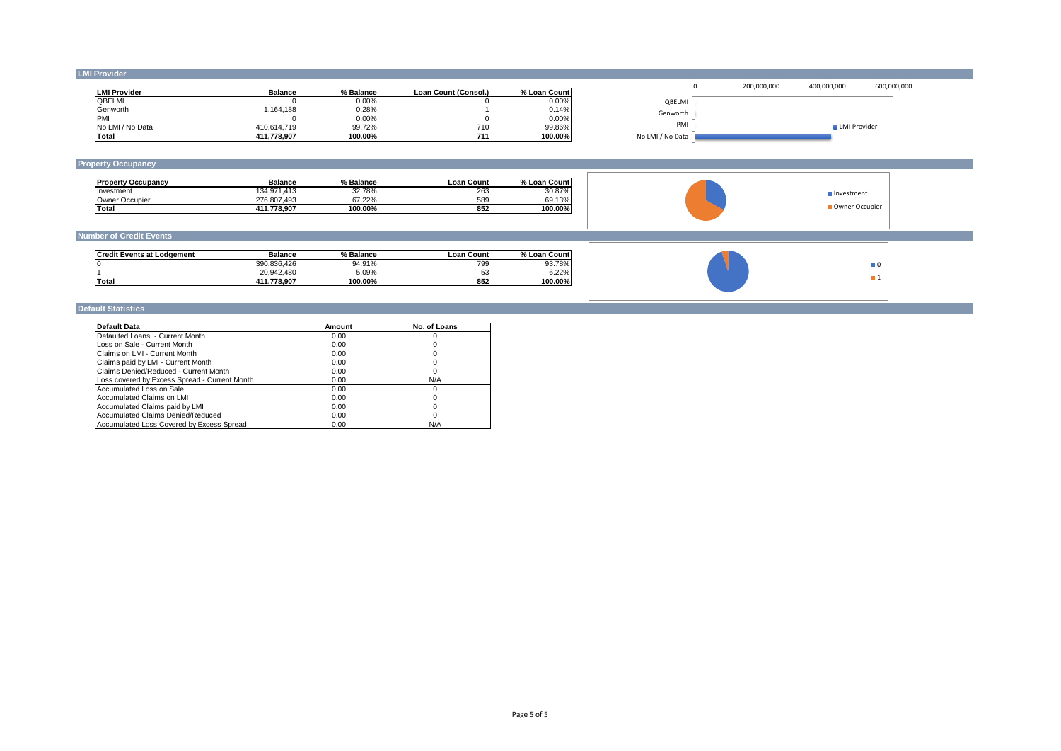## LMI Provider

| LMI Provider | Balance | % Balance | Loan Count (Consol.) | % Loan Count |
|---|---|---|---|---|
| QBELMI | 0 | 0.00% | 0 | 0.00% |
| Genworth | 1,164,188 | 0.28% | 1 | 0.14% |
| PMI | 0 | 0.00% | 0 | 0.00% |
| No LMI / No Data | 410,614,719 | 99.72% | 710 | 99.86% |
| **Total** | **411,778,907** | **100.00%** | **711** | **100.00%** |

0
200,000,000
400,000,000
600,000,000
QBELMI
Genworth
PMI
No LMI / No Data
LMI Provider

## Property Occupancy

| Property Occupancy | Balance | % Balance | Loan Count | % Loan Count |
|---|---|---|---|---|
| Investment | 134,971,413 | 32.78% | 263 | 30.87% |
| Owner Occupier | 276,807,493 | 67.22% | 589 | 69.13% |
| **Total** | **411,778,907** | **100.00%** | **852** | **100.00%** |

Investment
Owner Occupier

## Number of Credit Events

| Credit Events at Lodgement | Balance | % Balance | Loan Count | % Loan Count |
|---|---|---|---|---|
| 0 | 390,836,426 | 94.91% | 799 | 93.78% |
| 1 | 20,942,480 | 5.09% | 53 | 6.22% |
| **Total** | **411,778,907** | **100.00%** | **852** | **100.00%** |

0
1

## Default Statistics

| Default Data | Amount | No. of Loans |
|---|---|---|
| Defaulted Loans - Current Month | 0.00 | 0 |
| Loss on Sale - Current Month | 0.00 | 0 |
| Claims on LMI - Current Month | 0.00 | 0 |
| Claims paid by LMI - Current Month | 0.00 | 0 |
| Claims Denied/Reduced - Current Month | 0.00 | 0 |
| Loss covered by Excess Spread - Current Month | 0.00 | N/A |
| Accumulated Loss on Sale | 0.00 | 0 |
| Accumulated Claims on LMI | 0.00 | 0 |
| Accumulated Claims paid by LMI | 0.00 | 0 |
| Accumulated Claims Denied/Reduced | 0.00 | 0 |
| Accumulated Loss Covered by Excess Spread | 0.00 | N/A |